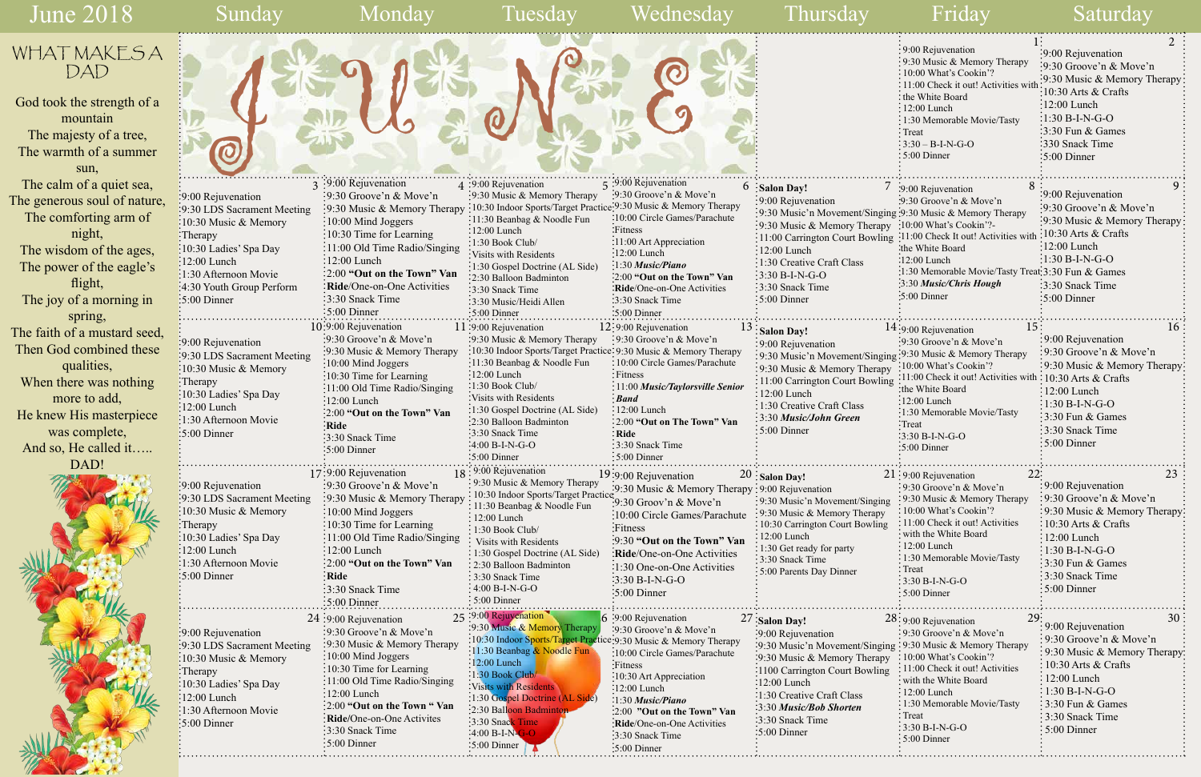# June 2018

## WHAT MAKES A DAD

God took the strength of a mountain
The majesty of a tree,
The warmth of a summer sun,
The calm of a quiet sea,
The generous soul of nature,
The comforting arm of night,
The wisdom of the ages,
The power of the eagle's flight,
The joy of a morning in spring,
The faith of a mustard seed,
Then God combined these qualities,
When there was nothing more to add,
He knew His masterpiece was complete,
And so, He called it…..
DAD!

| Sunday | Monday | Tuesday | Wednesday | Thursday | Friday | Saturday |
|---|---|---|---|---|---|---|
| | | | | | **1**<br>9:00 Rejuvenation<br>9:30 Music & Memory Therapy<br>10:00 What's Cookin'?<br>11:00 Check it out! Activities with the White Board<br>12:00 Lunch<br>1:30 Memorable Movie/Tasty Treat<br>3:30 – B-I-N-G-O<br>5:00 Dinner | **2**<br>9:00 Rejuvenation<br>9:30 Groove'n & Move'n<br>9:30 Music & Memory Therapy<br>10:30 Arts & Crafts<br>12:00 Lunch<br>1:30 B-I-N-G-O<br>3:30 Fun & Games<br>330 Snack Time<br>5:00 Dinner |
| **3**<br>9:00 Rejuvenation<br>9:30 LDS Sacrament Meeting<br>10:30 Music & Memory Therapy<br>10:30 Ladies' Spa Day<br>12:00 Lunch<br>1:30 Afternoon Movie<br>4:30 Youth Group Perform<br>5:00 Dinner | **4**<br>9:00 Rejuvenation<br>9:30 Groove'n & Move'n<br>9:30 Music & Memory Therapy<br>10:00 Mind Joggers<br>10:30 Time for Learning<br>11:00 Old Time Radio/Singing<br>12:00 Lunch<br>2:00 **"Out on the Town" Van Ride**/One-on-One Activities<br>3:30 Snack Time<br>5:00 Dinner | **5**<br>9:00 Rejuvenation<br>9:30 Music & Memory Therapy<br>10:30 Indoor Sports/Target Practice<br>11:30 Beanbag & Noodle Fun<br>12:00 Lunch<br>1:30 Book Club/ Visits with Residents<br>1:30 Gospel Doctrine (AL Side)<br>2:30 Balloon Badminton<br>3:30 Snack Time<br>3:30 Music/Heidi Allen<br>5:00 Dinner | **6**<br>9:00 Rejuvenation<br>9:30 Groove'n & Move'n<br>9:30 Music & Memory Therapy<br>10:00 Circle Games/Parachute Fitness<br>11:00 Art Appreciation<br>12:00 Lunch<br>1:30 ***Music/Piano***<br>2:00 **"Out on the Town" Van Ride**/One-on-One Activities<br>3:30 Snack Time<br>5:00 Dinner | **7**<br>**Salon Day!**<br>9:00 Rejuvenation<br>9:30 Music'n Movement/Singing<br>9:30 Music & Memory Therapy<br>11:00 Carrington Court Bowling<br>12:00 Lunch<br>1:30 Creative Craft Class<br>3:30 B-I-N-G-O<br>3:30 Snack Time<br>5:00 Dinner | **8**<br>9:00 Rejuvenation<br>9:30 Groove'n & Move'n<br>9:30 Music & Memory Therapy<br>10:00 What's Cookin'?-<br>11:00 Check It out! Activities with the White Board<br>12:00 Lunch<br>1:30 Memorable Movie/Tasty Treat<br>3:30 ***Music/Chris Hough***<br>5:00 Dinner | **9**<br>9:00 Rejuvenation<br>9:30 Groove'n & Move'n<br>9:30 Music & Memory Therapy<br>10:30 Arts & Crafts<br>12:00 Lunch<br>1:30 B-I-N-G-O<br>3:30 Fun & Games<br>3:30 Snack Time<br>5:00 Dinner |
| **10**<br>9:00 Rejuvenation<br>9:30 LDS Sacrament Meeting<br>10:30 Music & Memory Therapy<br>10:30 Ladies' Spa Day<br>12:00 Lunch<br>1:30 Afternoon Movie<br>5:00 Dinner | **11**<br>9:00 Rejuvenation<br>9:30 Groove'n & Move'n<br>9:30 Music & Memory Therapy<br>10:00 Mind Joggers<br>10:30 Time for Learning<br>11:00 Old Time Radio/Singing<br>12:00 Lunch<br>2:00 **"Out on the Town" Van Ride**<br>3:30 Snack Time<br>5:00 Dinner | **12**<br>9:00 Rejuvenation<br>9:30 Music & Memory Therapy<br>10:30 Indoor Sports/Target Practice<br>11:30 Beanbag & Noodle Fun<br>12:00 Lunch<br>1:30 Book Club/ Visits with Residents<br>1:30 Gospel Doctrine (AL Side)<br>2:30 Balloon Badminton<br>3:30 Snack Time<br>4:00 B-I-N-G-O<br>5:00 Dinner | **13**<br>9:00 Rejuvenation<br>9:30 Groove'n & Move'n<br>9:30 Music & Memory Therapy<br>10:00 Circle Games/Parachute Fitness<br>11:00 ***Music/Taylorsville Senior Band***<br>12:00 Lunch<br>2:00 **"Out on The Town" Van Ride**<br>3:30 Snack Time<br>5:00 Dinner | **14**<br>**Salon Day!**<br>9:00 Rejuvenation<br>9:30 Music'n Movement/Singing<br>9:30 Music & Memory Therapy<br>11:00 Carrington Court Bowling<br>12:00 Lunch<br>1:30 Creative Craft Class<br>3:30 ***Music/John Green***<br>5:00 Dinner | **15**<br>9:00 Rejuvenation<br>9:30 Groove'n & Move'n<br>9:30 Music & Memory Therapy<br>11:00 Check it out! Activities with the White Board<br>12:00 Lunch<br>1:30 Memorable Movie/Tasty Treat<br>3:30 B-I-N-G-O<br>5:00 Dinner | **16**<br>9:00 Rejuvenation<br>9:30 Groove'n & Move'n<br>9:30 Music & Memory Therapy<br>10:30 Arts & Crafts<br>12:00 Lunch<br>1:30 B-I-N-G-O<br>3:30 Fun & Games<br>3:30 Snack Time<br>5:00 Dinner |
| **17**<br>9:00 Rejuvenation<br>9:30 LDS Sacrament Meeting<br>10:30 Music & Memory Therapy<br>10:30 Ladies' Spa Day<br>12:00 Lunch<br>1:30 Afternoon Movie<br>5:00 Dinner | **18**<br>9:00 Rejuvenation<br>9:30 Groove'n & Move'n<br>9:30 Music & Memory Therapy<br>10:00 Mind Joggers<br>10:30 Time for Learning<br>11:00 Old Time Radio/Singing<br>12:00 Lunch<br>2:00 **"Out on the Town" Van Ride**<br>3:30 Snack Time<br>5:00 Dinner | **19**<br>9:00 Rejuvenation<br>9:30 Music & Memory Therapy<br>10:30 Indoor Sports/Target Practice<br>11:30 Beanbag & Noodle Fun<br>12:00 Lunch<br>1:30 Book Club/ Visits with Residents<br>1:30 Gospel Doctrine (AL Side)<br>2:30 Balloon Badminton<br>3:30 Snack Time<br>4:00 B-I-N-G-O<br>5:00 Dinner | **20**<br>9:00 Rejuvenation<br>9:30 Music & Memory Therapy<br>9:30 Groov'n & Move'n<br>10:00 Circle Games/Parachute Fitness<br>9:30 **"Out on the Town" Van Ride**/One-on-One Activities<br>1:30 One-on-One Activities<br>3:30 B-I-N-G-O<br>5:00 Dinner | **21**<br>**Salon Day!**<br>9:00 Rejuvenation<br>9:30 Music'n Movement/Singing<br>9:30 Music & Memory Therapy<br>10:30 Carrington Court Bowling<br>12:00 Lunch<br>1:30 Get ready for party<br>3:30 Snack Time<br>5:00 Parents Day Dinner | **22**<br>9:00 Rejuvenation<br>9:30 Groove'n & Move'n<br>9:30 Music & Memory Therapy<br>10:00 What's Cookin'?<br>11:00 Check it out! Activities with the White Board<br>12:00 Lunch<br>1:30 Memorable Movie/Tasty Treat<br>3:30 B-I-N-G-O<br>5:00 Dinner | **23**<br>9:00 Rejuvenation<br>9:30 Groove'n & Move'n<br>9:30 Music & Memory Therapy<br>10:30 Arts & Crafts<br>12:00 Lunch<br>1:30 B-I-N-G-O<br>3:30 Fun & Games<br>3:30 Snack Time<br>5:00 Dinner |
| **24**<br>9:00 Rejuvenation<br>9:30 LDS Sacrament Meeting<br>10:30 Music & Memory Therapy<br>10:30 Ladies' Spa Day<br>12:00 Lunch<br>1:30 Afternoon Movie<br>5:00 Dinner | **25**<br>9:00 Rejuvenation<br>9:30 Groove'n & Move'n<br>9:30 Music & Memory Therapy<br>10:00 Mind Joggers<br>10:30 Time for Learning<br>11:00 Old Time Radio/Singing<br>12:00 Lunch<br>2:00 **"Out on the Town " Van Ride**/One-on-One Activites<br>3:30 Snack Time<br>5:00 Dinner | **26**<br>9:00 Rejuvenation<br>9:30 Music & Memory Therapy<br>10:30 Indoor Sports/Target Practice<br>11:30 Beanbag & Noodle Fun<br>12:00 Lunch<br>1:30 Book Club/ Visits with Residents<br>1:30 Gospel Doctrine (AL Side)<br>2:30 Balloon Badminton<br>3:30 Snack Time<br>4:00 B-I-N-G-O<br>5:00 Dinner | **27**<br>9:00 Rejuvenation<br>9:30 Groove'n & Move'n<br>9:30 Music & Memory Therapy<br>10:00 Circle Games/Parachute Fitness<br>10:30 Art Appreciation<br>12:00 Lunch<br>1:30 ***Music/Piano***<br>2:00 **"Out on the Town" Van Ride**/One-on-One Activities<br>3:30 Snack Time<br>5:00 Dinner | **28**<br>**Salon Day!**<br>9:00 Rejuvenation<br>9:30 Music'n Movement/Singing<br>9:30 Music & Memory Therapy<br>1100 Carrington Court Bowling<br>12:00 Lunch<br>1:30 Creative Craft Class<br>3:30 ***Music/Bob Shorten***<br>3:30 Snack Time<br>5:00 Dinner | **29**<br>9:00 Rejuvenation<br>9:30 Groove'n & Move'n<br>9:30 Music & Memory Therapy<br>10:00 What's Cookin'?<br>11:00 Check it out! Activities with the White Board<br>12:00 Lunch<br>1:30 Memorable Movie/Tasty Treat<br>3:30 B-I-N-G-O<br>5:00 Dinner | **30**<br>9:00 Rejuvenation<br>9:30 Groove'n & Move'n<br>9:30 Music & Memory Therapy<br>10:30 Arts & Crafts<br>12:00 Lunch<br>1:30 B-I-N-G-O<br>3:30 Fun & Games<br>3:30 Snack Time<br>5:00 Dinner |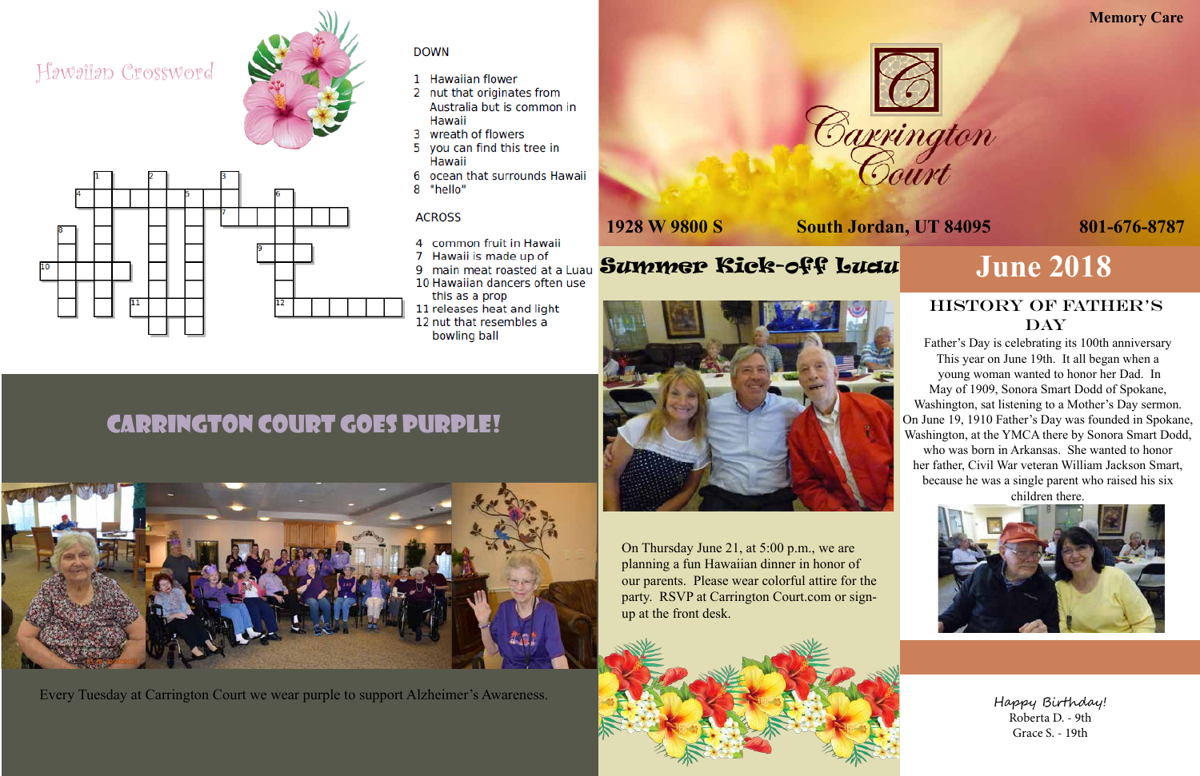# Hawaiian Crossword

DOWN

1 Hawaiian flower
2 nut that originates from Australia but is common in Hawaii
3 wreath of flowers
5 you can find this tree in Hawaii
6 ocean that surrounds Hawaii
8 "hello"

ACROSS

4 common fruit in Hawaii
7 Hawaii is made up of
9 main meat roasted at a Luau
10 Hawaiian dancers often use this as a prop
11 releases heat and light
12 nut that resembles a bowling ball

## CARRINGTON COURT GOES PURPLE!

Every Tuesday at Carrington Court we wear purple to support Alzheimer's Awareness.

Memory Care

# Carrington Court

1928 W 9800 S South Jordan, UT 84095 801-676-8787

## Summer Kick-off Luau

On Thursday June 21, at 5:00 p.m., we are planning a fun Hawaiian dinner in honor of our parents. Please wear colorful attire for the party. RSVP at Carrington Court.com or sign-up at the front desk.

# June 2018

## HISTORY OF FATHER'S DAY

Father's Day is celebrating its 100th anniversary This year on June 19th. It all began when a young woman wanted to honor her Dad. In May of 1909, Sonora Smart Dodd of Spokane, Washington, sat listening to a Mother's Day sermon. On June 19, 1910 Father's Day was founded in Spokane, Washington, at the YMCA there by Sonora Smart Dodd, who was born in Arkansas. She wanted to honor her father, Civil War veteran William Jackson Smart, because he was a single parent who raised his six children there.

*Happy Birthday!*
Roberta D. - 9th
Grace S. - 19th